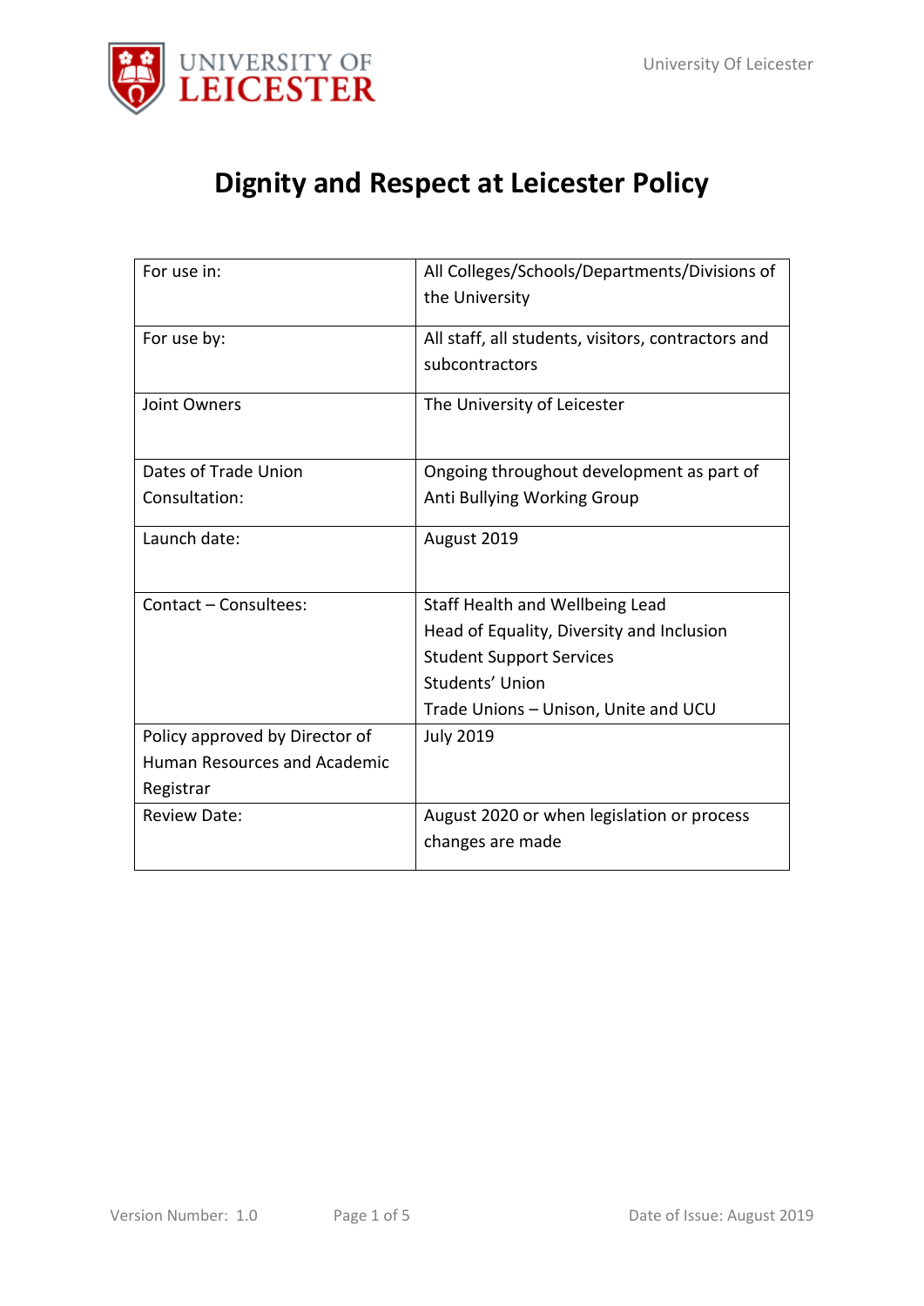# Dignity and Respect at Leicester Policy

| | |
|---|---|
| For use in: | All Colleges/Schools/Departments/Divisions of the University |
| For use by: | All staff, all students, visitors, contractors and subcontractors |
| Joint Owners | The University of Leicester |
| Dates of Trade Union Consultation: | Ongoing throughout development as part of Anti Bullying Working Group |
| Launch date: | August 2019 |
| Contact – Consultees: | Staff Health and Wellbeing Lead<br>Head of Equality, Diversity and Inclusion<br>Student Support Services<br>Students' Union<br>Trade Unions – Unison, Unite and UCU |
| Policy approved by Director of Human Resources and Academic Registrar | July 2019 |
| Review Date: | August 2020 or when legislation or process changes are made |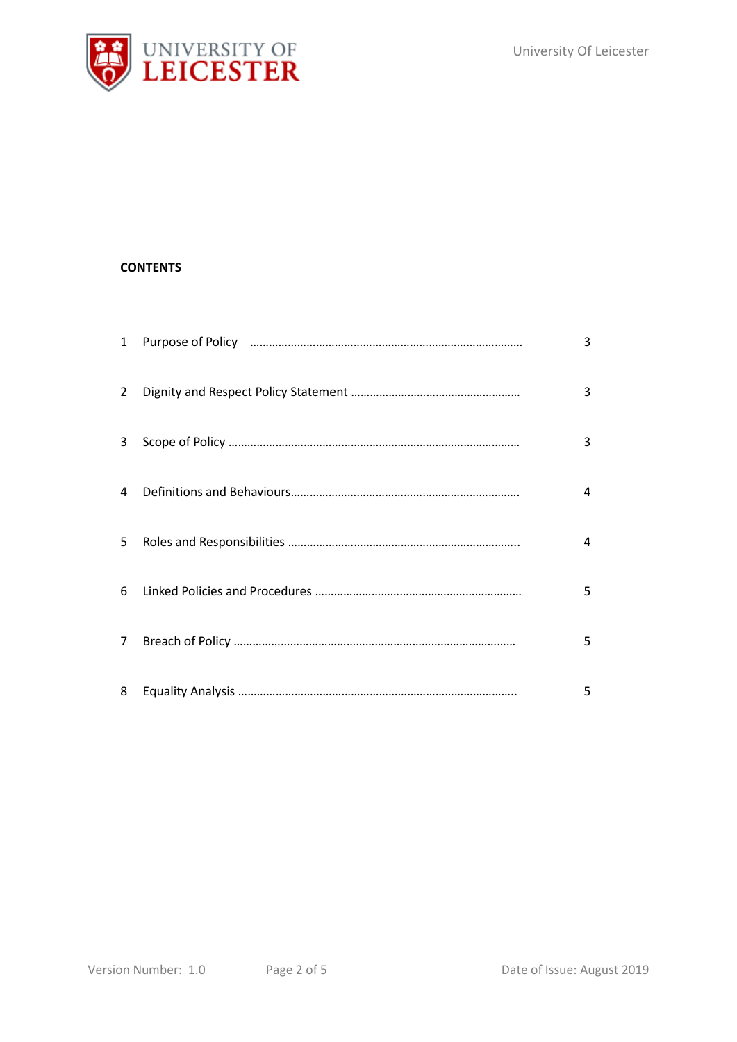**CONTENTS**

| | | |
|---|---|---|
| 1 | Purpose of Policy | 3 |
| 2 | Dignity and Respect Policy Statement | 3 |
| 3 | Scope of Policy | 3 |
| 4 | Definitions and Behaviours | 4 |
| 5 | Roles and Responsibilities | 4 |
| 6 | Linked Policies and Procedures | 5 |
| 7 | Breach of Policy | 5 |
| 8 | Equality Analysis | 5 |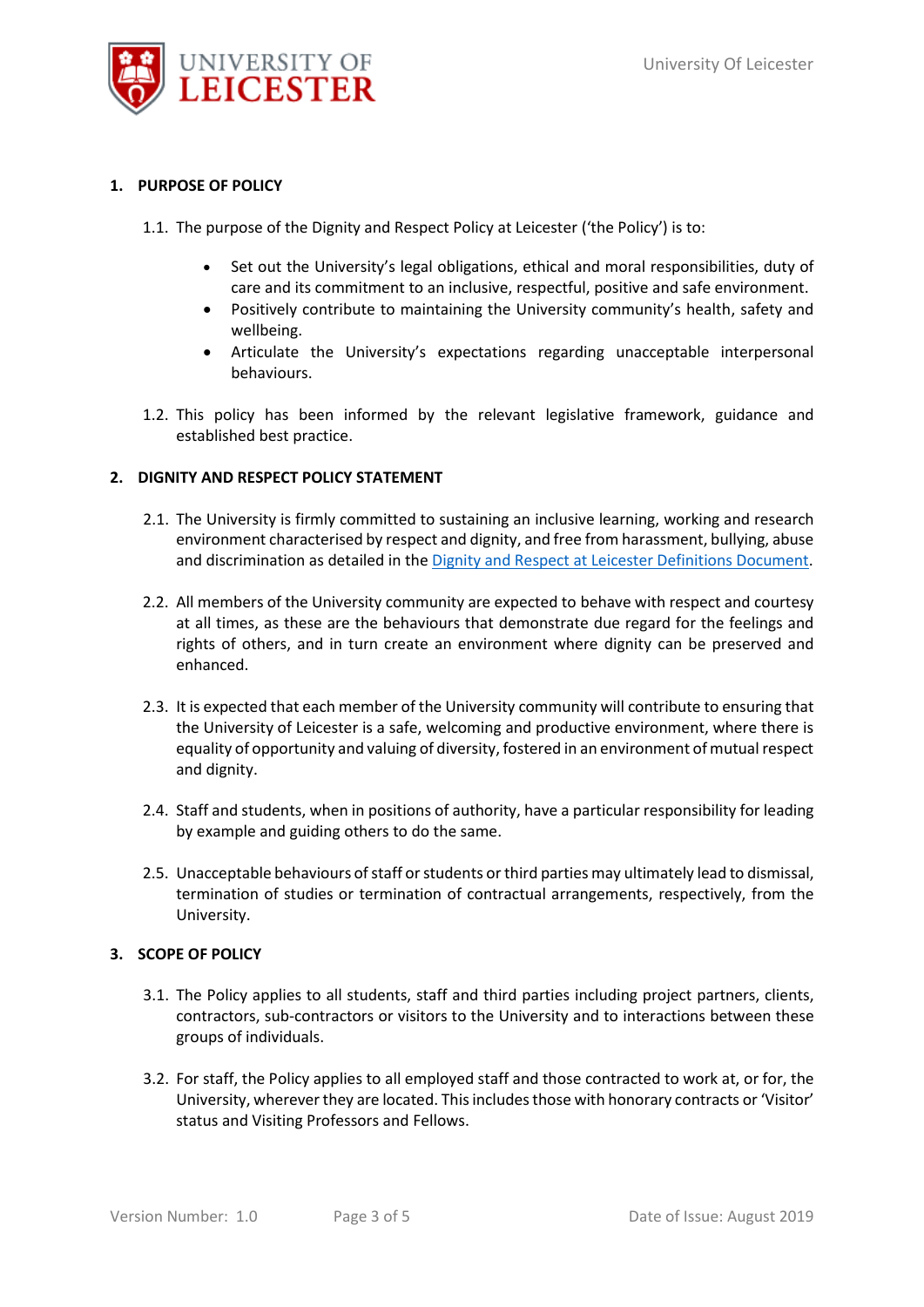## 1. PURPOSE OF POLICY

1.1. The purpose of the Dignity and Respect Policy at Leicester ('the Policy') is to:

- Set out the University's legal obligations, ethical and moral responsibilities, duty of care and its commitment to an inclusive, respectful, positive and safe environment.
- Positively contribute to maintaining the University community's health, safety and wellbeing.
- Articulate the University's expectations regarding unacceptable interpersonal behaviours.

1.2. This policy has been informed by the relevant legislative framework, guidance and established best practice.

## 2. DIGNITY AND RESPECT POLICY STATEMENT

2.1. The University is firmly committed to sustaining an inclusive learning, working and research environment characterised by respect and dignity, and free from harassment, bullying, abuse and discrimination as detailed in the Dignity and Respect at Leicester Definitions Document.

2.2. All members of the University community are expected to behave with respect and courtesy at all times, as these are the behaviours that demonstrate due regard for the feelings and rights of others, and in turn create an environment where dignity can be preserved and enhanced.

2.3. It is expected that each member of the University community will contribute to ensuring that the University of Leicester is a safe, welcoming and productive environment, where there is equality of opportunity and valuing of diversity, fostered in an environment of mutual respect and dignity.

2.4. Staff and students, when in positions of authority, have a particular responsibility for leading by example and guiding others to do the same.

2.5. Unacceptable behaviours of staff or students or third parties may ultimately lead to dismissal, termination of studies or termination of contractual arrangements, respectively, from the University.

## 3. SCOPE OF POLICY

3.1. The Policy applies to all students, staff and third parties including project partners, clients, contractors, sub-contractors or visitors to the University and to interactions between these groups of individuals.

3.2. For staff, the Policy applies to all employed staff and those contracted to work at, or for, the University, wherever they are located. This includes those with honorary contracts or 'Visitor' status and Visiting Professors and Fellows.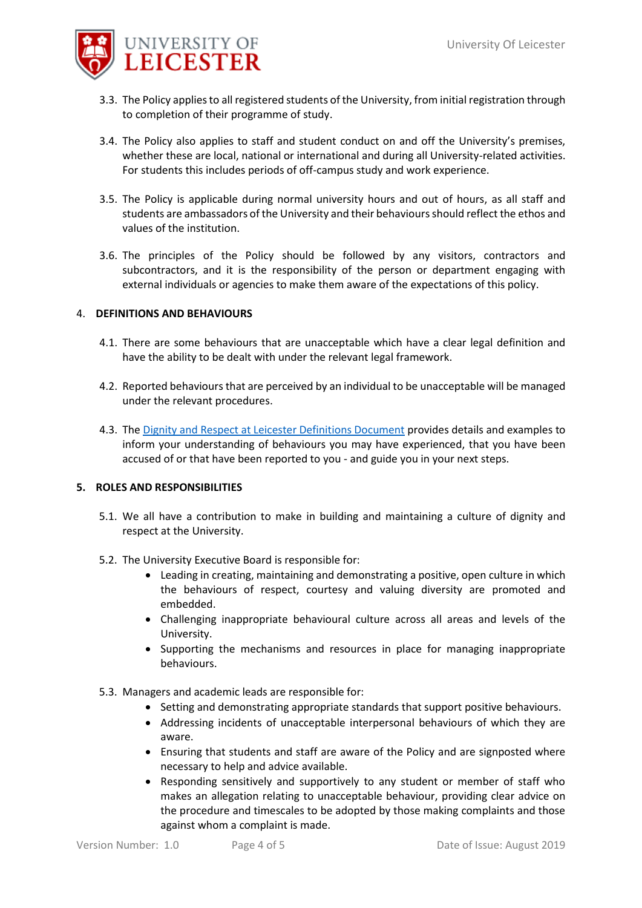3.3. The Policy applies to all registered students of the University, from initial registration through to completion of their programme of study.

3.4. The Policy also applies to staff and student conduct on and off the University's premises, whether these are local, national or international and during all University-related activities. For students this includes periods of off-campus study and work experience.

3.5. The Policy is applicable during normal university hours and out of hours, as all staff and students are ambassadors of the University and their behaviours should reflect the ethos and values of the institution.

3.6. The principles of the Policy should be followed by any visitors, contractors and subcontractors, and it is the responsibility of the person or department engaging with external individuals or agencies to make them aware of the expectations of this policy.

## 4. DEFINITIONS AND BEHAVIOURS

4.1. There are some behaviours that are unacceptable which have a clear legal definition and have the ability to be dealt with under the relevant legal framework.

4.2. Reported behaviours that are perceived by an individual to be unacceptable will be managed under the relevant procedures.

4.3. The Dignity and Respect at Leicester Definitions Document provides details and examples to inform your understanding of behaviours you may have experienced, that you have been accused of or that have been reported to you - and guide you in your next steps.

## 5. ROLES AND RESPONSIBILITIES

5.1. We all have a contribution to make in building and maintaining a culture of dignity and respect at the University.

5.2. The University Executive Board is responsible for:

- Leading in creating, maintaining and demonstrating a positive, open culture in which the behaviours of respect, courtesy and valuing diversity are promoted and embedded.
- Challenging inappropriate behavioural culture across all areas and levels of the University.
- Supporting the mechanisms and resources in place for managing inappropriate behaviours.

5.3. Managers and academic leads are responsible for:

- Setting and demonstrating appropriate standards that support positive behaviours.
- Addressing incidents of unacceptable interpersonal behaviours of which they are aware.
- Ensuring that students and staff are aware of the Policy and are signposted where necessary to help and advice available.
- Responding sensitively and supportively to any student or member of staff who makes an allegation relating to unacceptable behaviour, providing clear advice on the procedure and timescales to be adopted by those making complaints and those against whom a complaint is made.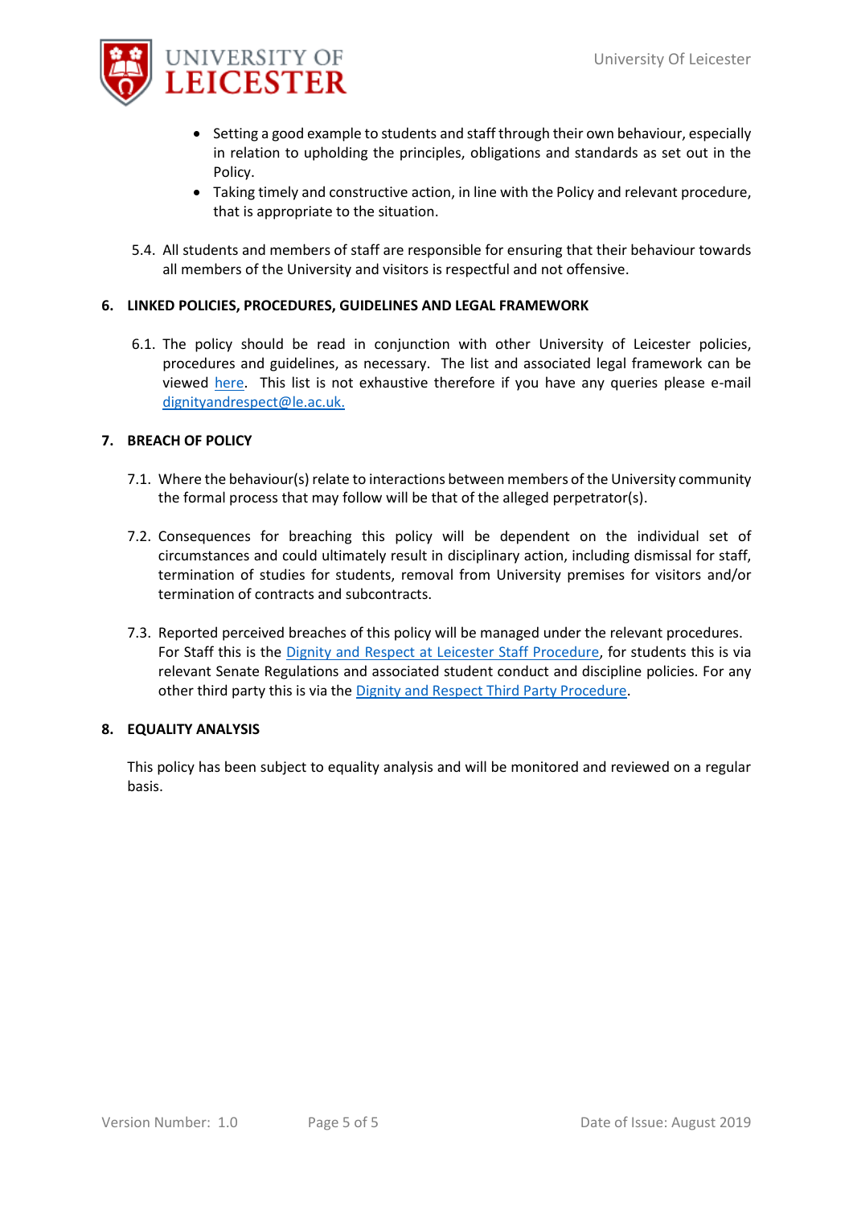- Setting a good example to students and staff through their own behaviour, especially in relation to upholding the principles, obligations and standards as set out in the Policy.
- Taking timely and constructive action, in line with the Policy and relevant procedure, that is appropriate to the situation.

5.4. All students and members of staff are responsible for ensuring that their behaviour towards all members of the University and visitors is respectful and not offensive.

## 6. LINKED POLICIES, PROCEDURES, GUIDELINES AND LEGAL FRAMEWORK

6.1. The policy should be read in conjunction with other University of Leicester policies, procedures and guidelines, as necessary. The list and associated legal framework can be viewed here. This list is not exhaustive therefore if you have any queries please e-mail dignityandrespect@le.ac.uk.

## 7. BREACH OF POLICY

7.1. Where the behaviour(s) relate to interactions between members of the University community the formal process that may follow will be that of the alleged perpetrator(s).

7.2. Consequences for breaching this policy will be dependent on the individual set of circumstances and could ultimately result in disciplinary action, including dismissal for staff, termination of studies for students, removal from University premises for visitors and/or termination of contracts and subcontracts.

7.3. Reported perceived breaches of this policy will be managed under the relevant procedures. For Staff this is the Dignity and Respect at Leicester Staff Procedure, for students this is via relevant Senate Regulations and associated student conduct and discipline policies. For any other third party this is via the Dignity and Respect Third Party Procedure.

## 8. EQUALITY ANALYSIS

This policy has been subject to equality analysis and will be monitored and reviewed on a regular basis.